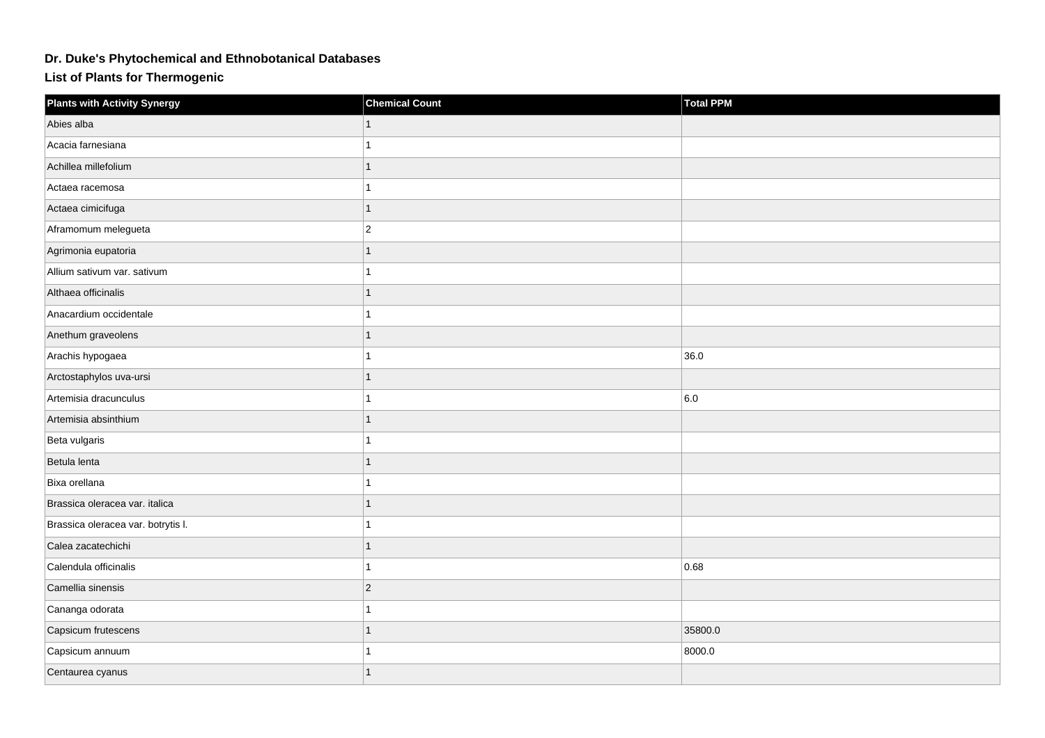# Dr. Duke's Phytochemical and Ethnobotanical Databases

## List of Plants for Thermogenic

| Plants with Activity Synergy | Chemical Count | Total PPM |
|---|---|---|
| Abies alba | 1 | |
| Acacia farnesiana | 1 | |
| Achillea millefolium | 1 | |
| Actaea racemosa | 1 | |
| Actaea cimicifuga | 1 | |
| Aframomum melegueta | 2 | |
| Agrimonia eupatoria | 1 | |
| Allium sativum var. sativum | 1 | |
| Althaea officinalis | 1 | |
| Anacardium occidentale | 1 | |
| Anethum graveolens | 1 | |
| Arachis hypogaea | 1 | 36.0 |
| Arctostaphylos uva-ursi | 1 | |
| Artemisia dracunculus | 1 | 6.0 |
| Artemisia absinthium | 1 | |
| Beta vulgaris | 1 | |
| Betula lenta | 1 | |
| Bixa orellana | 1 | |
| Brassica oleracea var. italica | 1 | |
| Brassica oleracea var. botrytis l. | 1 | |
| Calea zacatechichi | 1 | |
| Calendula officinalis | 1 | 0.68 |
| Camellia sinensis | 2 | |
| Cananga odorata | 1 | |
| Capsicum frutescens | 1 | 35800.0 |
| Capsicum annuum | 1 | 8000.0 |
| Centaurea cyanus | 1 | |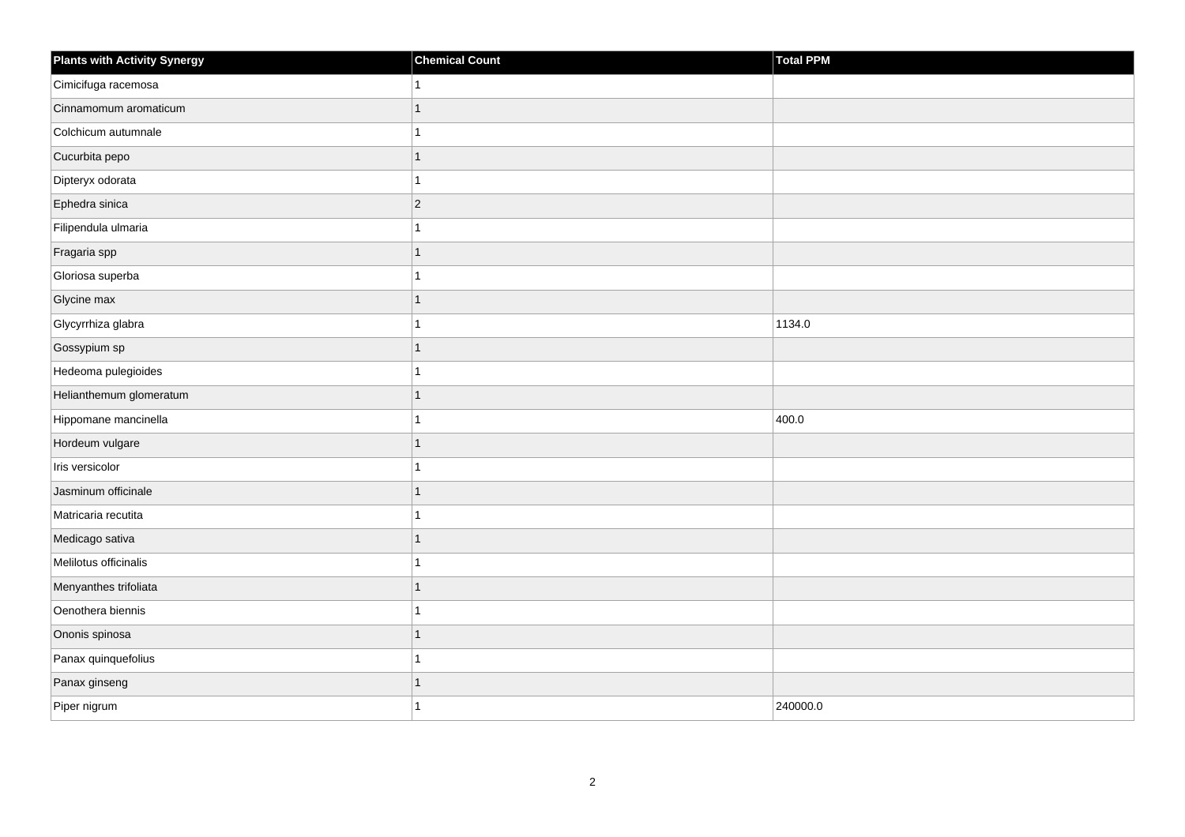| Plants with Activity Synergy | Chemical Count | Total PPM |
| --- | --- | --- |
| Cimicifuga racemosa | 1 | |
| Cinnamomum aromaticum | 1 | |
| Colchicum autumnale | 1 | |
| Cucurbita pepo | 1 | |
| Dipteryx odorata | 1 | |
| Ephedra sinica | 2 | |
| Filipendula ulmaria | 1 | |
| Fragaria spp | 1 | |
| Gloriosa superba | 1 | |
| Glycine max | 1 | |
| Glycyrrhiza glabra | 1 | 1134.0 |
| Gossypium sp | 1 | |
| Hedeoma pulegioides | 1 | |
| Helianthemum glomeratum | 1 | |
| Hippomane mancinella | 1 | 400.0 |
| Hordeum vulgare | 1 | |
| Iris versicolor | 1 | |
| Jasminum officinale | 1 | |
| Matricaria recutita | 1 | |
| Medicago sativa | 1 | |
| Melilotus officinalis | 1 | |
| Menyanthes trifoliata | 1 | |
| Oenothera biennis | 1 | |
| Ononis spinosa | 1 | |
| Panax quinquefolius | 1 | |
| Panax ginseng | 1 | |
| Piper nigrum | 1 | 240000.0 |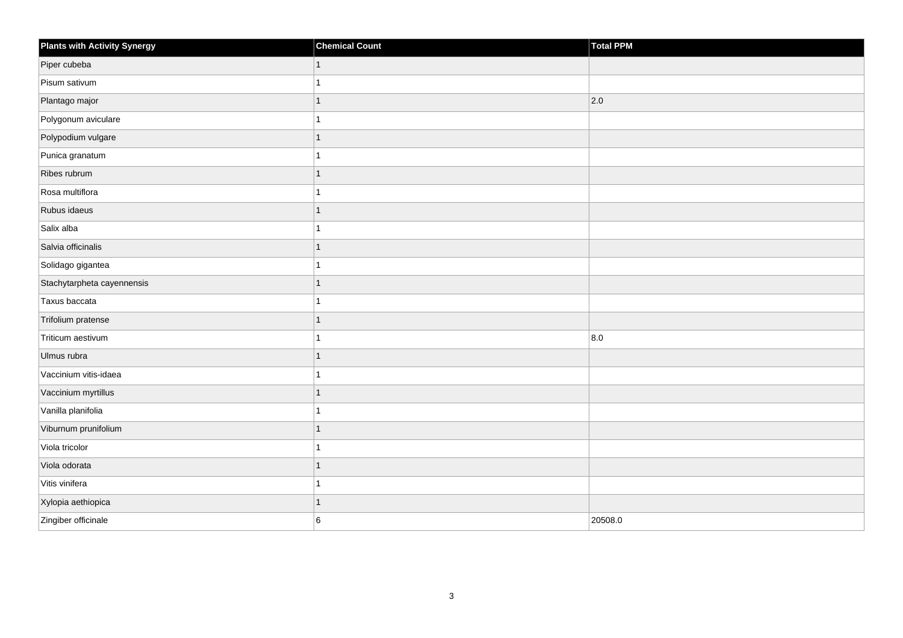| Plants with Activity Synergy | Chemical Count | Total PPM |
| --- | --- | --- |
| Piper cubeba | 1 | |
| Pisum sativum | 1 | |
| Plantago major | 1 | 2.0 |
| Polygonum aviculare | 1 | |
| Polypodium vulgare | 1 | |
| Punica granatum | 1 | |
| Ribes rubrum | 1 | |
| Rosa multiflora | 1 | |
| Rubus idaeus | 1 | |
| Salix alba | 1 | |
| Salvia officinalis | 1 | |
| Solidago gigantea | 1 | |
| Stachytarpheta cayennensis | 1 | |
| Taxus baccata | 1 | |
| Trifolium pratense | 1 | |
| Triticum aestivum | 1 | 8.0 |
| Ulmus rubra | 1 | |
| Vaccinium vitis-idaea | 1 | |
| Vaccinium myrtillus | 1 | |
| Vanilla planifolia | 1 | |
| Viburnum prunifolium | 1 | |
| Viola tricolor | 1 | |
| Viola odorata | 1 | |
| Vitis vinifera | 1 | |
| Xylopia aethiopica | 1 | |
| Zingiber officinale | 6 | 20508.0 |